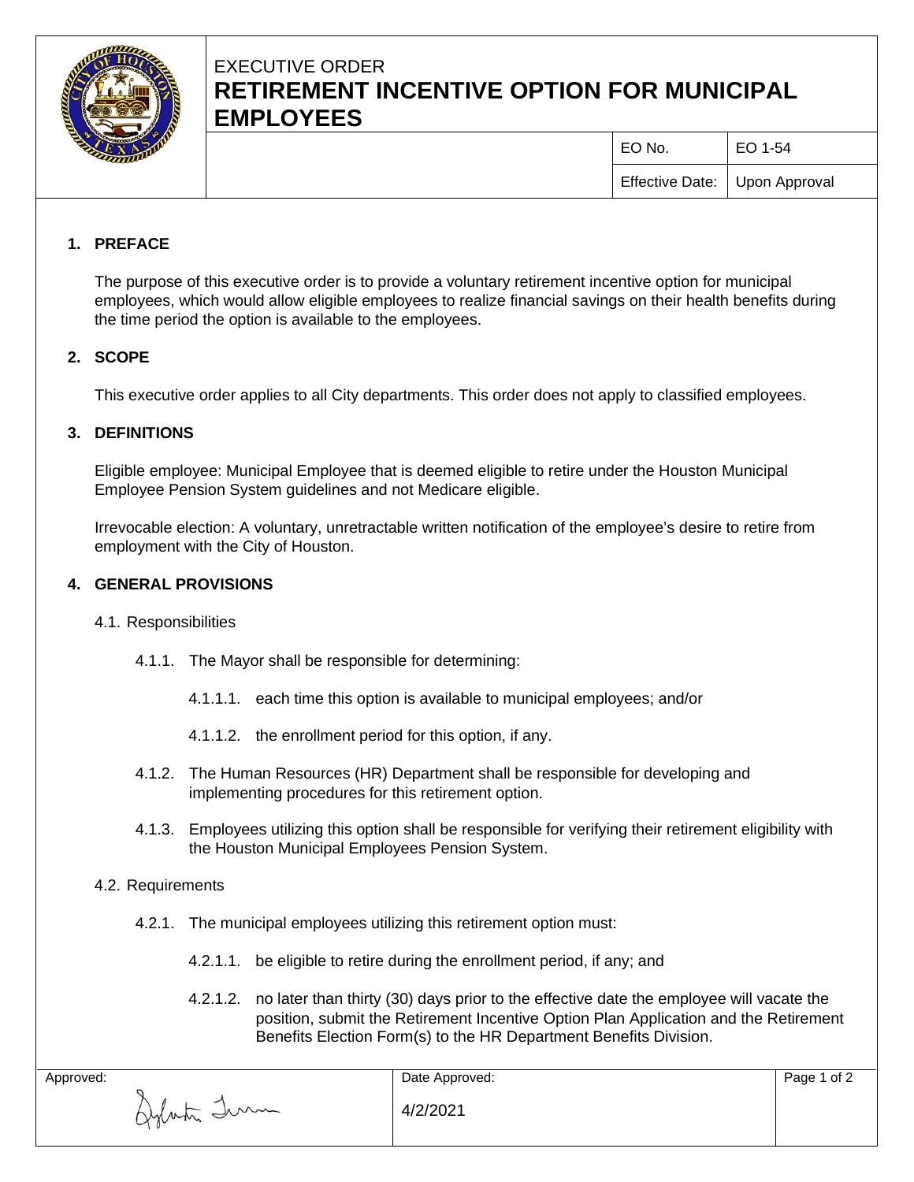# EXECUTIVE ORDER
# RETIREMENT INCENTIVE OPTION FOR MUNICIPAL EMPLOYEES

| EO No. | EO 1-54 |
| --- | --- |
| Effective Date: | Upon Approval |

## 1. PREFACE

The purpose of this executive order is to provide a voluntary retirement incentive option for municipal employees, which would allow eligible employees to realize financial savings on their health benefits during the time period the option is available to the employees.

## 2. SCOPE

This executive order applies to all City departments. This order does not apply to classified employees.

## 3. DEFINITIONS

Eligible employee: Municipal Employee that is deemed eligible to retire under the Houston Municipal Employee Pension System guidelines and not Medicare eligible.

Irrevocable election: A voluntary, unretractable written notification of the employee's desire to retire from employment with the City of Houston.

## 4. GENERAL PROVISIONS

4.1. Responsibilities

4.1.1. The Mayor shall be responsible for determining:

4.1.1.1. each time this option is available to municipal employees; and/or

4.1.1.2. the enrollment period for this option, if any.

4.1.2. The Human Resources (HR) Department shall be responsible for developing and implementing procedures for this retirement option.

4.1.3. Employees utilizing this option shall be responsible for verifying their retirement eligibility with the Houston Municipal Employees Pension System.

4.2. Requirements

4.2.1. The municipal employees utilizing this retirement option must:

4.2.1.1. be eligible to retire during the enrollment period, if any; and

4.2.1.2. no later than thirty (30) days prior to the effective date the employee will vacate the position, submit the Retirement Incentive Option Plan Application and the Retirement Benefits Election Form(s) to the HR Department Benefits Division.

| Approved: | Date Approved: |
| --- | --- |
| Sylvester Turner | 4/2/2021 |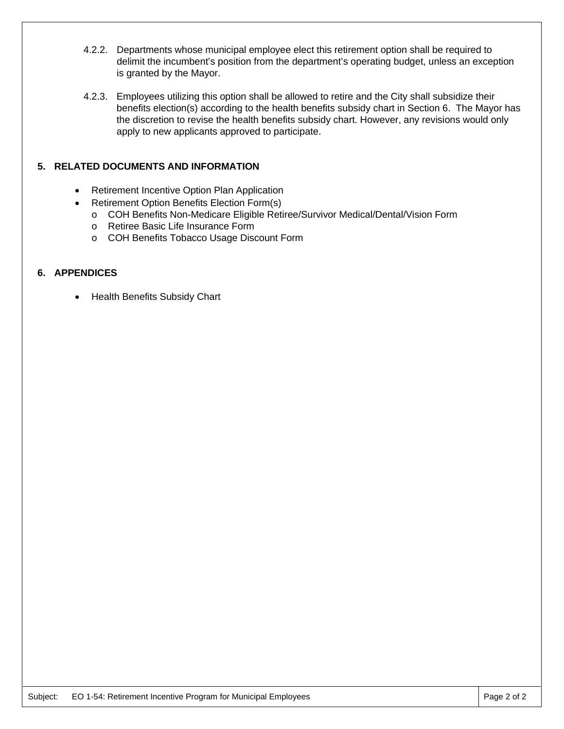4.2.2. Departments whose municipal employee elect this retirement option shall be required to delimit the incumbent's position from the department's operating budget, unless an exception is granted by the Mayor.

4.2.3. Employees utilizing this option shall be allowed to retire and the City shall subsidize their benefits election(s) according to the health benefits subsidy chart in Section 6. The Mayor has the discretion to revise the health benefits subsidy chart. However, any revisions would only apply to new applicants approved to participate.

## 5. RELATED DOCUMENTS AND INFORMATION

- Retirement Incentive Option Plan Application
- Retirement Option Benefits Election Form(s)
  - COH Benefits Non-Medicare Eligible Retiree/Survivor Medical/Dental/Vision Form
  - Retiree Basic Life Insurance Form
  - COH Benefits Tobacco Usage Discount Form

## 6. APPENDICES

- Health Benefits Subsidy Chart